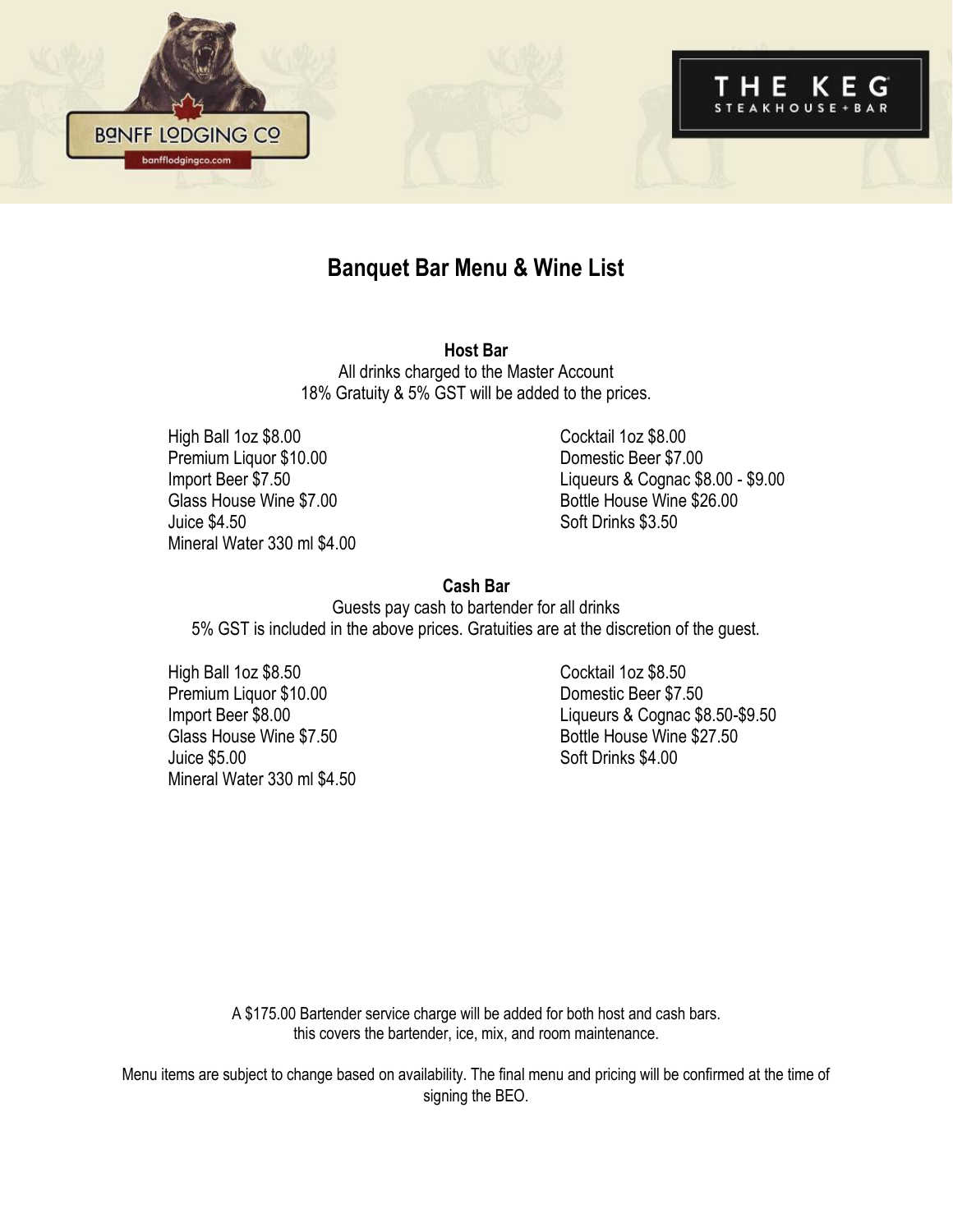# Banquet Bar Menu & Wine List

## Host Bar

All drinks charged to the Master Account
18% Gratuity & 5% GST will be added to the prices.

High Ball 1oz $8.00
Premium Liquor $10.00
Import Beer $7.50
Glass House Wine $7.00
Juice $4.50
Mineral Water 330 ml $4.00

Cocktail 1oz $8.00
Domestic Beer $7.00
Liqueurs & Cognac $8.00 - $9.00
Bottle House Wine $26.00
Soft Drinks $3.50

## Cash Bar

Guests pay cash to bartender for all drinks
5% GST is included in the above prices. Gratuities are at the discretion of the guest.

High Ball 1oz $8.50
Premium Liquor $10.00
Import Beer $8.00
Glass House Wine $7.50
Juice $5.00
Mineral Water 330 ml $4.50

Cocktail 1oz $8.50
Domestic Beer $7.50
Liqueurs & Cognac $8.50-$9.50
Bottle House Wine $27.50
Soft Drinks $4.00

A $175.00 Bartender service charge will be added for both host and cash bars.
this covers the bartender, ice, mix, and room maintenance.

Menu items are subject to change based on availability. The final menu and pricing will be confirmed at the time of signing the BEO.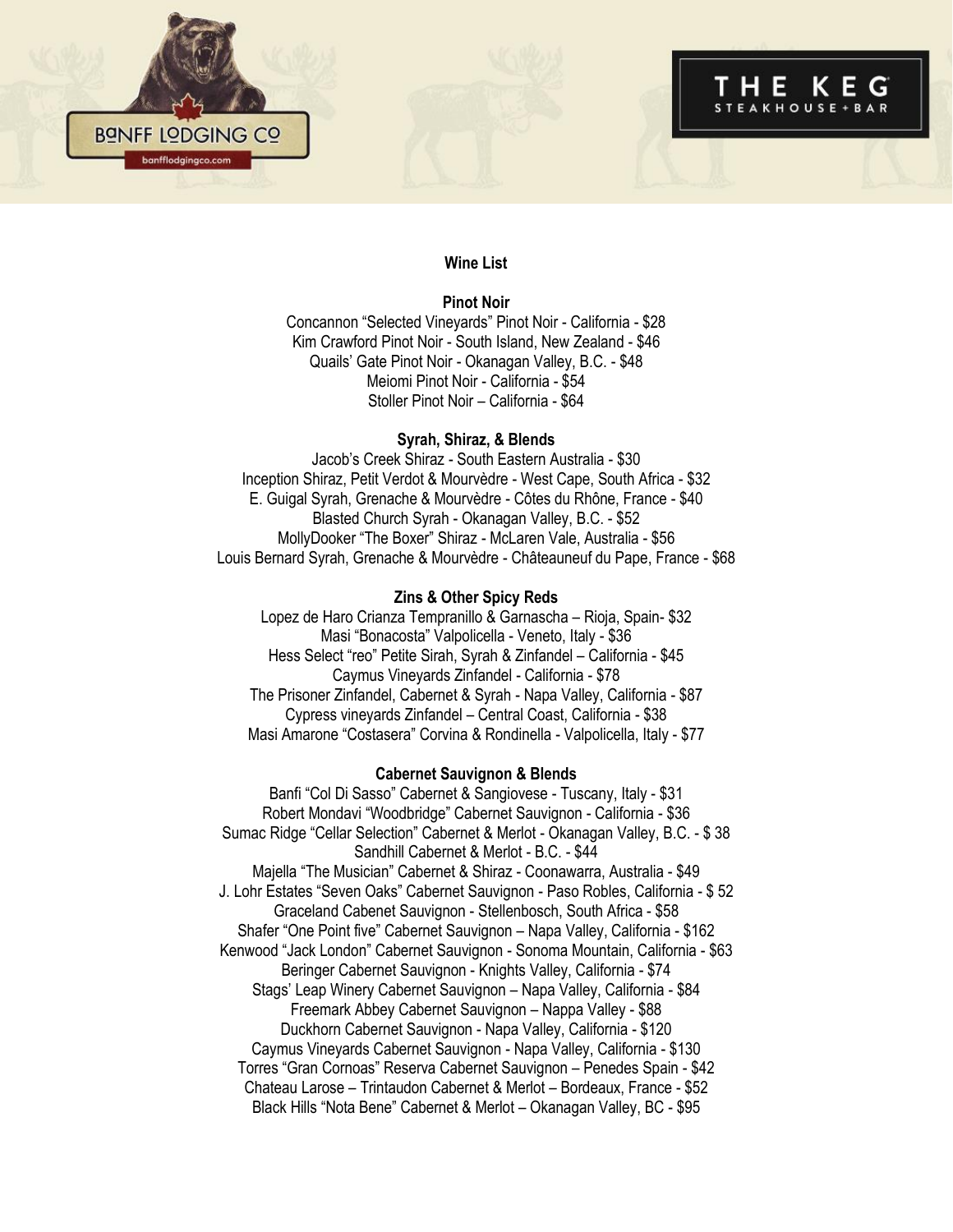## Wine List

### Pinot Noir

Concannon "Selected Vineyards" Pinot Noir - California - $28
Kim Crawford Pinot Noir - South Island, New Zealand - $46
Quails' Gate Pinot Noir - Okanagan Valley, B.C. - $48
Meiomi Pinot Noir - California - $54
Stoller Pinot Noir – California - $64

### Syrah, Shiraz, & Blends

Jacob's Creek Shiraz - South Eastern Australia - $30
Inception Shiraz, Petit Verdot & Mourvèdre - West Cape, South Africa - $32
E. Guigal Syrah, Grenache & Mourvèdre - Côtes du Rhône, France - $40
Blasted Church Syrah - Okanagan Valley, B.C. - $52
MollyDooker "The Boxer" Shiraz - McLaren Vale, Australia - $56
Louis Bernard Syrah, Grenache & Mourvèdre - Châteauneuf du Pape, France - $68

### Zins & Other Spicy Reds

Lopez de Haro Crianza Tempranillo & Garnascha – Rioja, Spain- $32
Masi "Bonacosta" Valpolicella - Veneto, Italy - $36
Hess Select "reo" Petite Sirah, Syrah & Zinfandel – California - $45
Caymus Vineyards Zinfandel - California - $78
The Prisoner Zinfandel, Cabernet & Syrah - Napa Valley, California - $87
Cypress vineyards Zinfandel – Central Coast, California - $38
Masi Amarone "Costasera" Corvina & Rondinella - Valpolicella, Italy - $77

### Cabernet Sauvignon & Blends

Banfi "Col Di Sasso" Cabernet & Sangiovese - Tuscany, Italy - $31
Robert Mondavi "Woodbridge" Cabernet Sauvignon - California - $36
Sumac Ridge "Cellar Selection" Cabernet & Merlot - Okanagan Valley, B.C. - $ 38
Sandhill Cabernet & Merlot - B.C. - $44
Majella "The Musician" Cabernet & Shiraz - Coonawarra, Australia - $49
J. Lohr Estates "Seven Oaks" Cabernet Sauvignon - Paso Robles, California - $ 52
Graceland Cabenet Sauvignon - Stellenbosch, South Africa - $58
Shafer "One Point five" Cabernet Sauvignon – Napa Valley, California - $162
Kenwood "Jack London" Cabernet Sauvignon - Sonoma Mountain, California - $63
Beringer Cabernet Sauvignon - Knights Valley, California - $74
Stags' Leap Winery Cabernet Sauvignon – Napa Valley, California - $84
Freemark Abbey Cabernet Sauvignon – Nappa Valley - $88
Duckhorn Cabernet Sauvignon - Napa Valley, California - $120
Caymus Vineyards Cabernet Sauvignon - Napa Valley, California - $130
Torres "Gran Cornoas" Reserva Cabernet Sauvignon – Penedes Spain - $42
Chateau Larose – Trintaudon Cabernet & Merlot – Bordeaux, France - $52
Black Hills "Nota Bene" Cabernet & Merlot – Okanagan Valley, BC - $95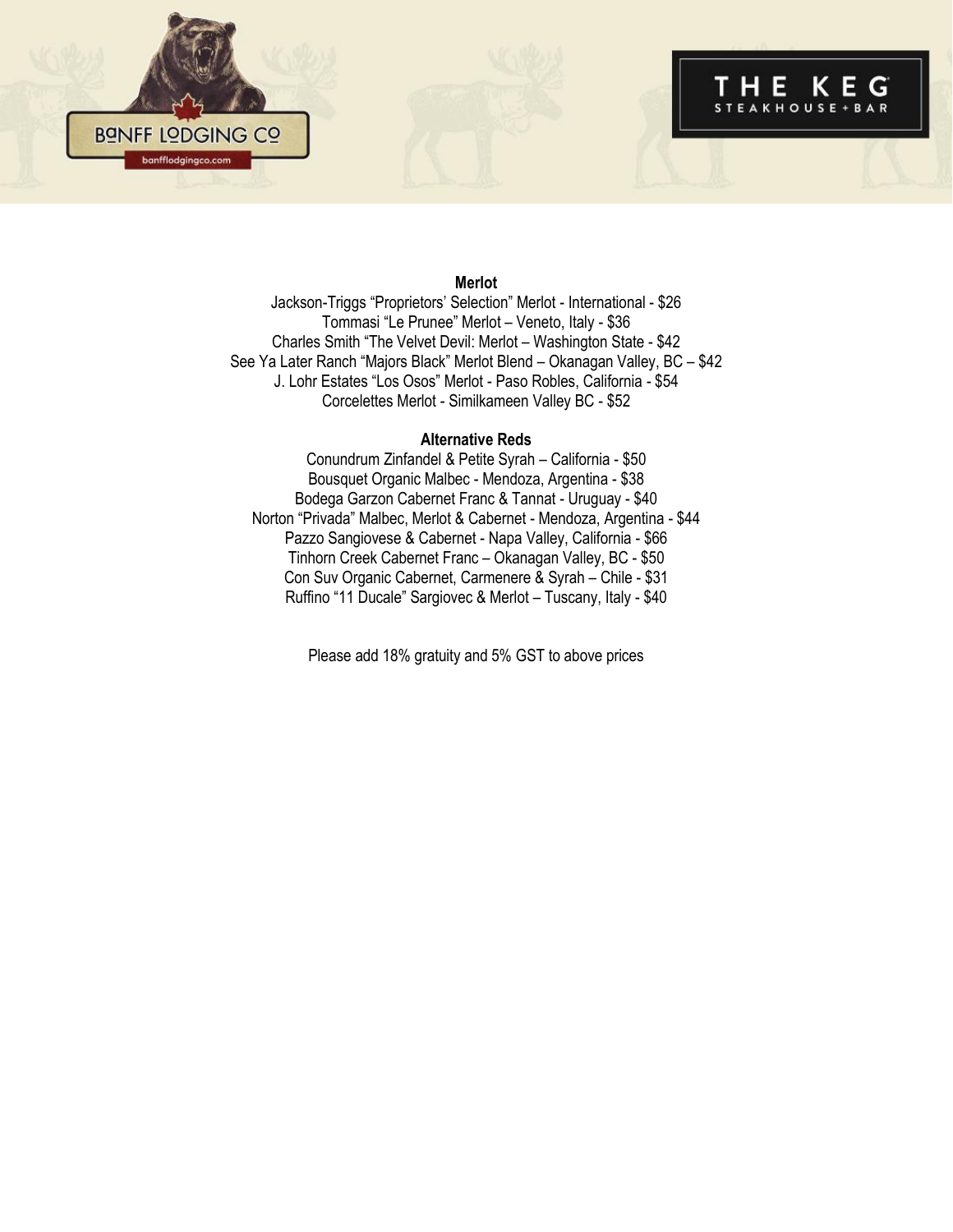**Merlot**

Jackson-Triggs “Proprietors’ Selection” Merlot - International - $26
Tommasi “Le Prunee” Merlot – Veneto, Italy - $36
Charles Smith “The Velvet Devil: Merlot – Washington State - $42
See Ya Later Ranch “Majors Black” Merlot Blend – Okanagan Valley, BC – $42
J. Lohr Estates “Los Osos” Merlot - Paso Robles, California - $54
Corcelettes Merlot - Similkameen Valley BC - $52

**Alternative Reds**

Conundrum Zinfandel & Petite Syrah – California - $50
Bousquet Organic Malbec - Mendoza, Argentina - $38
Bodega Garzon Cabernet Franc & Tannat - Uruguay - $40
Norton “Privada” Malbec, Merlot & Cabernet - Mendoza, Argentina - $44
Pazzo Sangiovese & Cabernet - Napa Valley, California - $66
Tinhorn Creek Cabernet Franc – Okanagan Valley, BC - $50
Con Suv Organic Cabernet, Carmenere & Syrah – Chile - $31
Ruffino “11 Ducale” Sargiovec & Merlot – Tuscany, Italy - $40

Please add 18% gratuity and 5% GST to above prices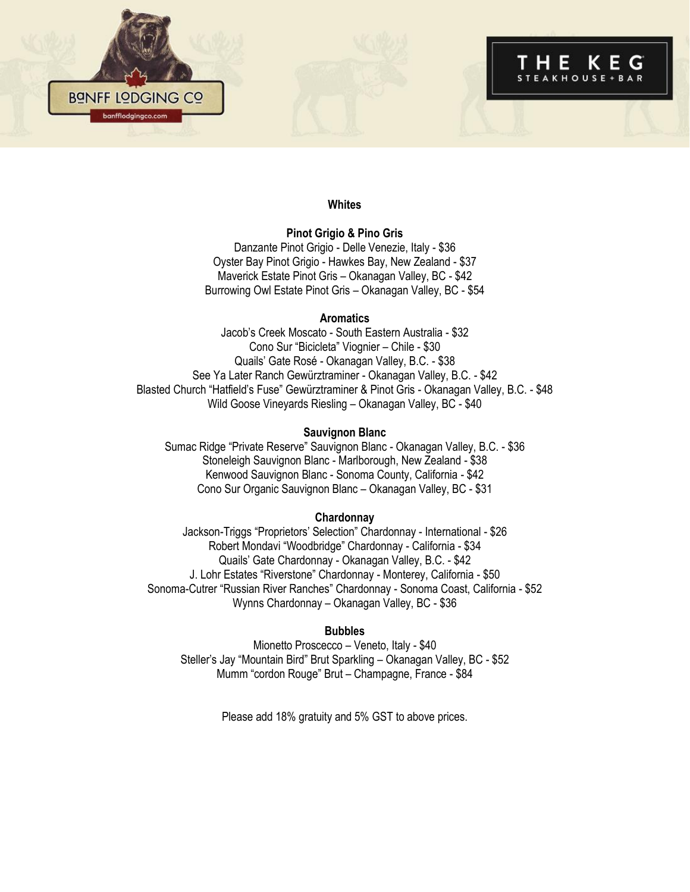BANFF LODGING CO

banfflodgingco.com

THE KEG STEAKHOUSE + BAR

## Whites

### Pinot Grigio & Pino Gris

Danzante Pinot Grigio - Delle Venezie, Italy - $36
Oyster Bay Pinot Grigio - Hawkes Bay, New Zealand - $37
Maverick Estate Pinot Gris – Okanagan Valley, BC - $42
Burrowing Owl Estate Pinot Gris – Okanagan Valley, BC - $54

### Aromatics

Jacob's Creek Moscato - South Eastern Australia - $32
Cono Sur "Bicicleta" Viognier – Chile - $30
Quails' Gate Rosé - Okanagan Valley, B.C. - $38
See Ya Later Ranch Gewürztraminer - Okanagan Valley, B.C. - $42
Blasted Church "Hatfield's Fuse" Gewürztraminer & Pinot Gris - Okanagan Valley, B.C. - $48
Wild Goose Vineyards Riesling – Okanagan Valley, BC - $40

### Sauvignon Blanc

Sumac Ridge "Private Reserve" Sauvignon Blanc - Okanagan Valley, B.C. - $36
Stoneleigh Sauvignon Blanc - Marlborough, New Zealand - $38
Kenwood Sauvignon Blanc - Sonoma County, California - $42
Cono Sur Organic Sauvignon Blanc – Okanagan Valley, BC - $31

### Chardonnay

Jackson-Triggs "Proprietors' Selection" Chardonnay - International - $26
Robert Mondavi "Woodbridge" Chardonnay - California - $34
Quails' Gate Chardonnay - Okanagan Valley, B.C. - $42
J. Lohr Estates "Riverstone" Chardonnay - Monterey, California - $50
Sonoma-Cutrer "Russian River Ranches" Chardonnay - Sonoma Coast, California - $52
Wynns Chardonnay – Okanagan Valley, BC - $36

### Bubbles

Mionetto Proscecco – Veneto, Italy - $40
Steller's Jay "Mountain Bird" Brut Sparkling – Okanagan Valley, BC - $52
Mumm "cordon Rouge" Brut – Champagne, France - $84

Please add 18% gratuity and 5% GST to above prices.